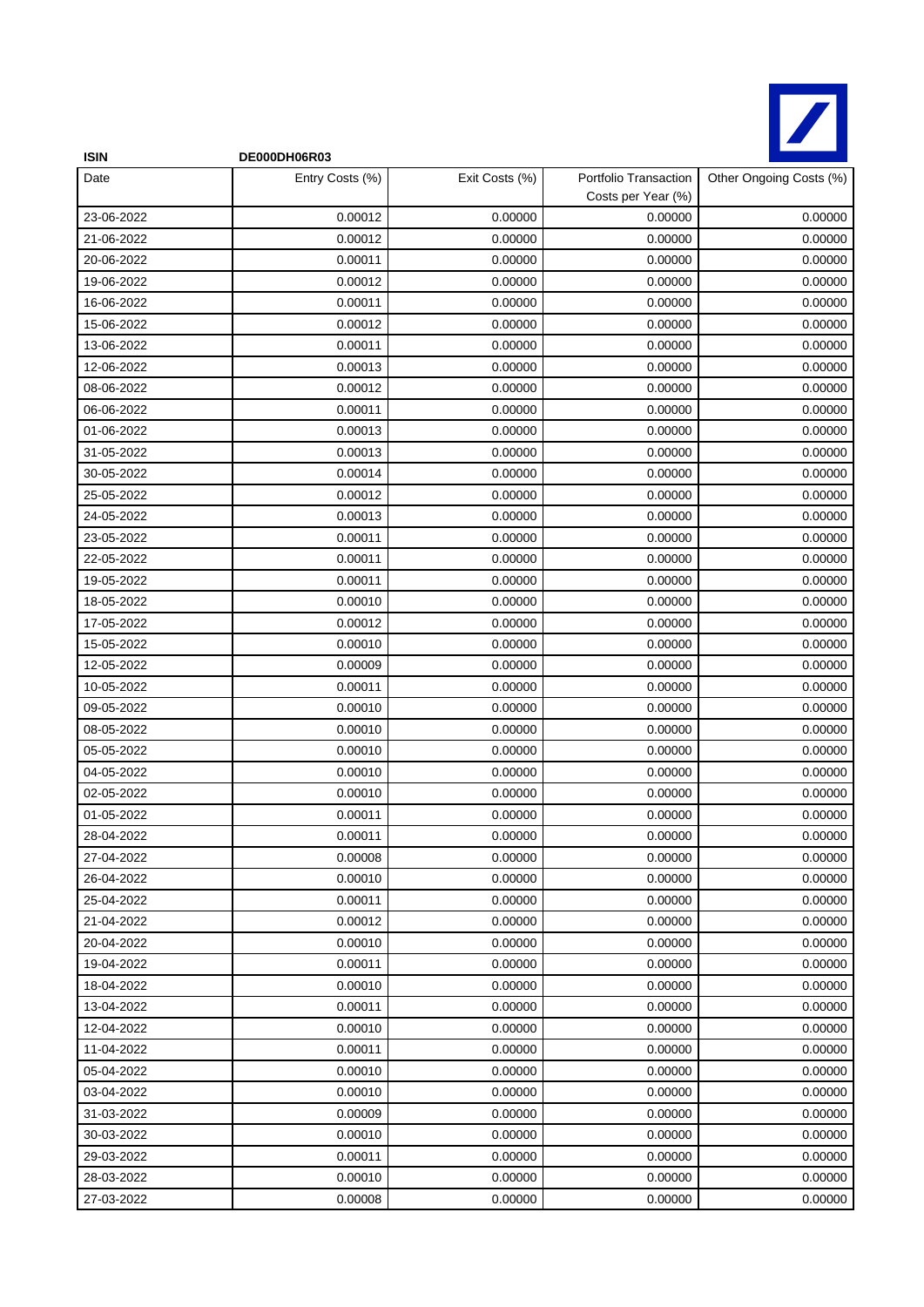**ISIN** **DE000DH06R03**

| Date | Entry Costs (%) | Exit Costs (%) | Portfolio Transaction Costs per Year (%) | Other Ongoing Costs (%) |
|---|---|---|---|---|
| 23-06-2022 | 0.00012 | 0.00000 | 0.00000 | 0.00000 |
| 21-06-2022 | 0.00012 | 0.00000 | 0.00000 | 0.00000 |
| 20-06-2022 | 0.00011 | 0.00000 | 0.00000 | 0.00000 |
| 19-06-2022 | 0.00012 | 0.00000 | 0.00000 | 0.00000 |
| 16-06-2022 | 0.00011 | 0.00000 | 0.00000 | 0.00000 |
| 15-06-2022 | 0.00012 | 0.00000 | 0.00000 | 0.00000 |
| 13-06-2022 | 0.00011 | 0.00000 | 0.00000 | 0.00000 |
| 12-06-2022 | 0.00013 | 0.00000 | 0.00000 | 0.00000 |
| 08-06-2022 | 0.00012 | 0.00000 | 0.00000 | 0.00000 |
| 06-06-2022 | 0.00011 | 0.00000 | 0.00000 | 0.00000 |
| 01-06-2022 | 0.00013 | 0.00000 | 0.00000 | 0.00000 |
| 31-05-2022 | 0.00013 | 0.00000 | 0.00000 | 0.00000 |
| 30-05-2022 | 0.00014 | 0.00000 | 0.00000 | 0.00000 |
| 25-05-2022 | 0.00012 | 0.00000 | 0.00000 | 0.00000 |
| 24-05-2022 | 0.00013 | 0.00000 | 0.00000 | 0.00000 |
| 23-05-2022 | 0.00011 | 0.00000 | 0.00000 | 0.00000 |
| 22-05-2022 | 0.00011 | 0.00000 | 0.00000 | 0.00000 |
| 19-05-2022 | 0.00011 | 0.00000 | 0.00000 | 0.00000 |
| 18-05-2022 | 0.00010 | 0.00000 | 0.00000 | 0.00000 |
| 17-05-2022 | 0.00012 | 0.00000 | 0.00000 | 0.00000 |
| 15-05-2022 | 0.00010 | 0.00000 | 0.00000 | 0.00000 |
| 12-05-2022 | 0.00009 | 0.00000 | 0.00000 | 0.00000 |
| 10-05-2022 | 0.00011 | 0.00000 | 0.00000 | 0.00000 |
| 09-05-2022 | 0.00010 | 0.00000 | 0.00000 | 0.00000 |
| 08-05-2022 | 0.00010 | 0.00000 | 0.00000 | 0.00000 |
| 05-05-2022 | 0.00010 | 0.00000 | 0.00000 | 0.00000 |
| 04-05-2022 | 0.00010 | 0.00000 | 0.00000 | 0.00000 |
| 02-05-2022 | 0.00010 | 0.00000 | 0.00000 | 0.00000 |
| 01-05-2022 | 0.00011 | 0.00000 | 0.00000 | 0.00000 |
| 28-04-2022 | 0.00011 | 0.00000 | 0.00000 | 0.00000 |
| 27-04-2022 | 0.00008 | 0.00000 | 0.00000 | 0.00000 |
| 26-04-2022 | 0.00010 | 0.00000 | 0.00000 | 0.00000 |
| 25-04-2022 | 0.00011 | 0.00000 | 0.00000 | 0.00000 |
| 21-04-2022 | 0.00012 | 0.00000 | 0.00000 | 0.00000 |
| 20-04-2022 | 0.00010 | 0.00000 | 0.00000 | 0.00000 |
| 19-04-2022 | 0.00011 | 0.00000 | 0.00000 | 0.00000 |
| 18-04-2022 | 0.00010 | 0.00000 | 0.00000 | 0.00000 |
| 13-04-2022 | 0.00011 | 0.00000 | 0.00000 | 0.00000 |
| 12-04-2022 | 0.00010 | 0.00000 | 0.00000 | 0.00000 |
| 11-04-2022 | 0.00011 | 0.00000 | 0.00000 | 0.00000 |
| 05-04-2022 | 0.00010 | 0.00000 | 0.00000 | 0.00000 |
| 03-04-2022 | 0.00010 | 0.00000 | 0.00000 | 0.00000 |
| 31-03-2022 | 0.00009 | 0.00000 | 0.00000 | 0.00000 |
| 30-03-2022 | 0.00010 | 0.00000 | 0.00000 | 0.00000 |
| 29-03-2022 | 0.00011 | 0.00000 | 0.00000 | 0.00000 |
| 28-03-2022 | 0.00010 | 0.00000 | 0.00000 | 0.00000 |
| 27-03-2022 | 0.00008 | 0.00000 | 0.00000 | 0.00000 |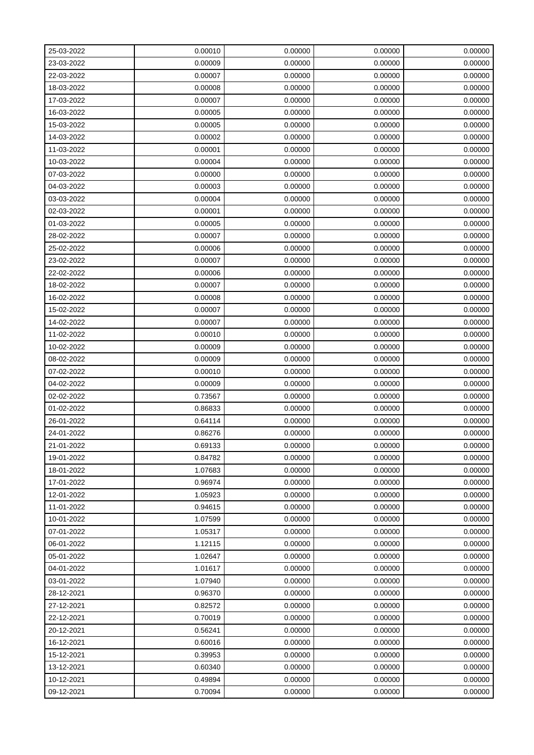| 25-03-2022 | 0.00010 | 0.00000 | 0.00000 | 0.00000 |
|---|---|---|---|---|
| 23-03-2022 | 0.00009 | 0.00000 | 0.00000 | 0.00000 |
| 22-03-2022 | 0.00007 | 0.00000 | 0.00000 | 0.00000 |
| 18-03-2022 | 0.00008 | 0.00000 | 0.00000 | 0.00000 |
| 17-03-2022 | 0.00007 | 0.00000 | 0.00000 | 0.00000 |
| 16-03-2022 | 0.00005 | 0.00000 | 0.00000 | 0.00000 |
| 15-03-2022 | 0.00005 | 0.00000 | 0.00000 | 0.00000 |
| 14-03-2022 | 0.00002 | 0.00000 | 0.00000 | 0.00000 |
| 11-03-2022 | 0.00001 | 0.00000 | 0.00000 | 0.00000 |
| 10-03-2022 | 0.00004 | 0.00000 | 0.00000 | 0.00000 |
| 07-03-2022 | 0.00000 | 0.00000 | 0.00000 | 0.00000 |
| 04-03-2022 | 0.00003 | 0.00000 | 0.00000 | 0.00000 |
| 03-03-2022 | 0.00004 | 0.00000 | 0.00000 | 0.00000 |
| 02-03-2022 | 0.00001 | 0.00000 | 0.00000 | 0.00000 |
| 01-03-2022 | 0.00005 | 0.00000 | 0.00000 | 0.00000 |
| 28-02-2022 | 0.00007 | 0.00000 | 0.00000 | 0.00000 |
| 25-02-2022 | 0.00006 | 0.00000 | 0.00000 | 0.00000 |
| 23-02-2022 | 0.00007 | 0.00000 | 0.00000 | 0.00000 |
| 22-02-2022 | 0.00006 | 0.00000 | 0.00000 | 0.00000 |
| 18-02-2022 | 0.00007 | 0.00000 | 0.00000 | 0.00000 |
| 16-02-2022 | 0.00008 | 0.00000 | 0.00000 | 0.00000 |
| 15-02-2022 | 0.00007 | 0.00000 | 0.00000 | 0.00000 |
| 14-02-2022 | 0.00007 | 0.00000 | 0.00000 | 0.00000 |
| 11-02-2022 | 0.00010 | 0.00000 | 0.00000 | 0.00000 |
| 10-02-2022 | 0.00009 | 0.00000 | 0.00000 | 0.00000 |
| 08-02-2022 | 0.00009 | 0.00000 | 0.00000 | 0.00000 |
| 07-02-2022 | 0.00010 | 0.00000 | 0.00000 | 0.00000 |
| 04-02-2022 | 0.00009 | 0.00000 | 0.00000 | 0.00000 |
| 02-02-2022 | 0.73567 | 0.00000 | 0.00000 | 0.00000 |
| 01-02-2022 | 0.86833 | 0.00000 | 0.00000 | 0.00000 |
| 26-01-2022 | 0.64114 | 0.00000 | 0.00000 | 0.00000 |
| 24-01-2022 | 0.86276 | 0.00000 | 0.00000 | 0.00000 |
| 21-01-2022 | 0.69133 | 0.00000 | 0.00000 | 0.00000 |
| 19-01-2022 | 0.84782 | 0.00000 | 0.00000 | 0.00000 |
| 18-01-2022 | 1.07683 | 0.00000 | 0.00000 | 0.00000 |
| 17-01-2022 | 0.96974 | 0.00000 | 0.00000 | 0.00000 |
| 12-01-2022 | 1.05923 | 0.00000 | 0.00000 | 0.00000 |
| 11-01-2022 | 0.94615 | 0.00000 | 0.00000 | 0.00000 |
| 10-01-2022 | 1.07599 | 0.00000 | 0.00000 | 0.00000 |
| 07-01-2022 | 1.05317 | 0.00000 | 0.00000 | 0.00000 |
| 06-01-2022 | 1.12115 | 0.00000 | 0.00000 | 0.00000 |
| 05-01-2022 | 1.02647 | 0.00000 | 0.00000 | 0.00000 |
| 04-01-2022 | 1.01617 | 0.00000 | 0.00000 | 0.00000 |
| 03-01-2022 | 1.07940 | 0.00000 | 0.00000 | 0.00000 |
| 28-12-2021 | 0.96370 | 0.00000 | 0.00000 | 0.00000 |
| 27-12-2021 | 0.82572 | 0.00000 | 0.00000 | 0.00000 |
| 22-12-2021 | 0.70019 | 0.00000 | 0.00000 | 0.00000 |
| 20-12-2021 | 0.56241 | 0.00000 | 0.00000 | 0.00000 |
| 16-12-2021 | 0.60016 | 0.00000 | 0.00000 | 0.00000 |
| 15-12-2021 | 0.39953 | 0.00000 | 0.00000 | 0.00000 |
| 13-12-2021 | 0.60340 | 0.00000 | 0.00000 | 0.00000 |
| 10-12-2021 | 0.49894 | 0.00000 | 0.00000 | 0.00000 |
| 09-12-2021 | 0.70094 | 0.00000 | 0.00000 | 0.00000 |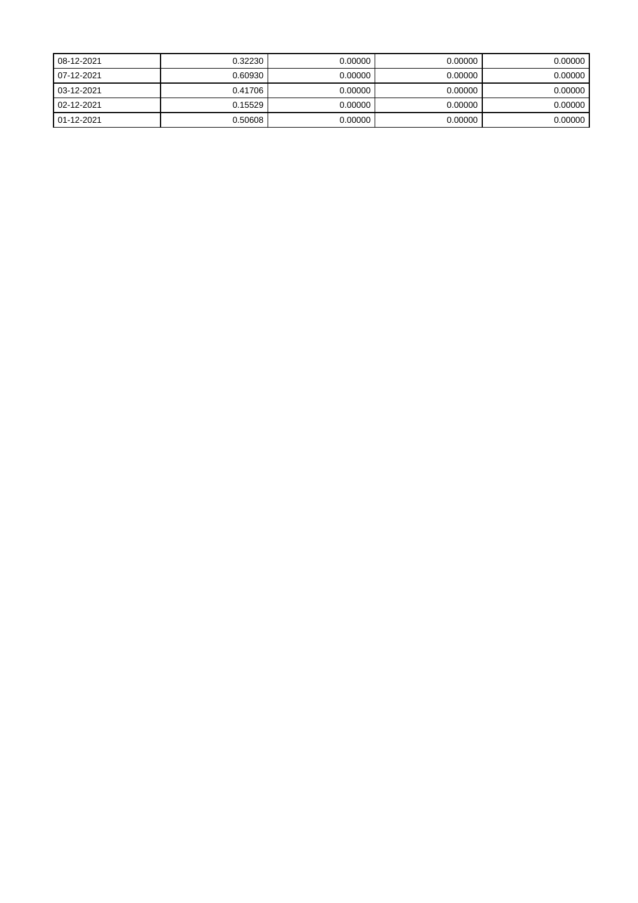| | | | | |
|---|---|---|---|---|
| 08-12-2021 | 0.32230 | 0.00000 | 0.00000 | 0.00000 |
| 07-12-2021 | 0.60930 | 0.00000 | 0.00000 | 0.00000 |
| 03-12-2021 | 0.41706 | 0.00000 | 0.00000 | 0.00000 |
| 02-12-2021 | 0.15529 | 0.00000 | 0.00000 | 0.00000 |
| 01-12-2021 | 0.50608 | 0.00000 | 0.00000 | 0.00000 |